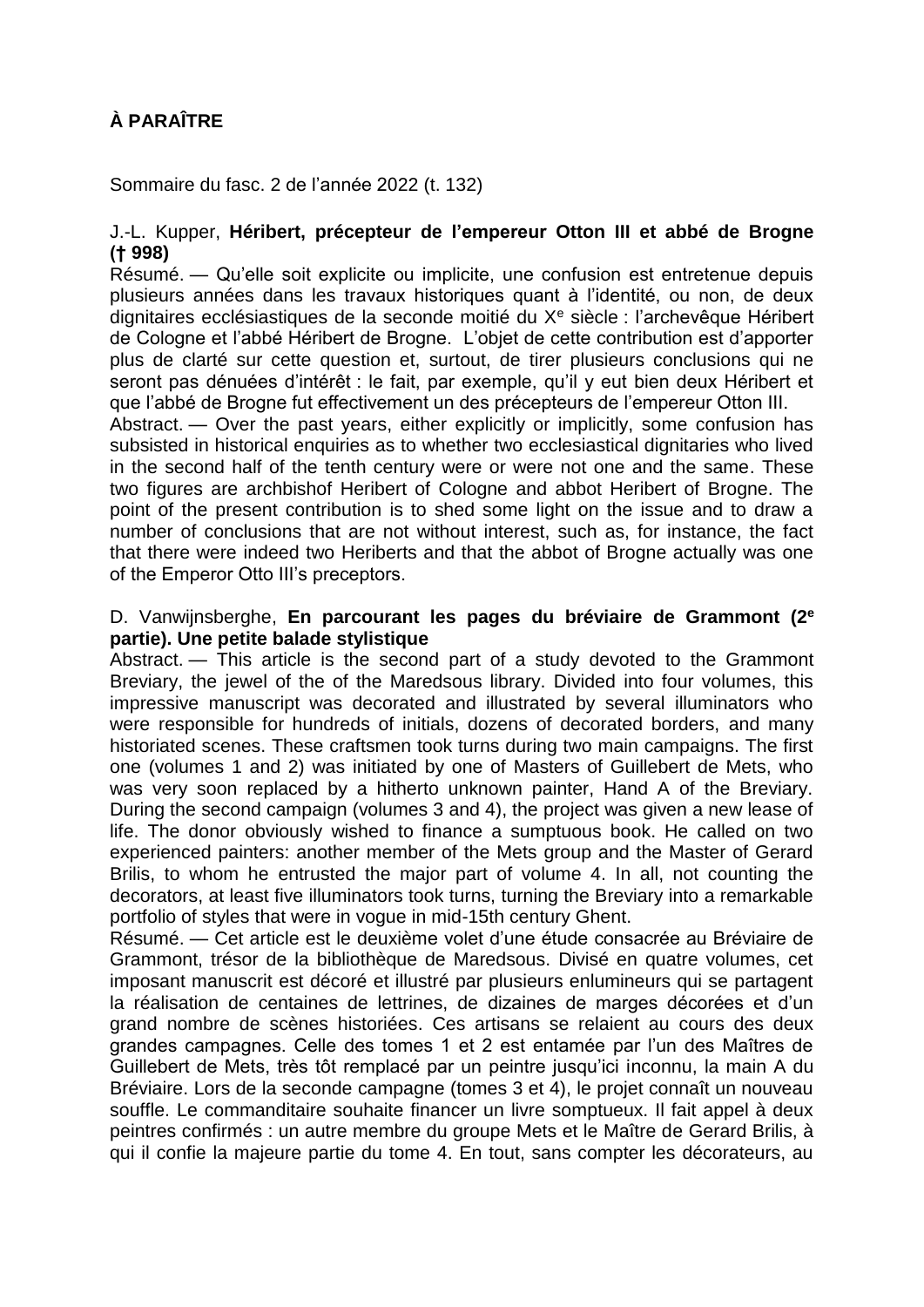# À PARAÎTRE

Sommaire du fasc. 2 de l'année 2022 (t. 132)

J.-L. Kupper, **Héribert, précepteur de l'empereur Otton III et abbé de Brogne († 998)**

Résumé. — Qu'elle soit explicite ou implicite, une confusion est entretenue depuis plusieurs années dans les travaux historiques quant à l'identité, ou non, de deux dignitaires ecclésiastiques de la seconde moitié du X[e] siècle : l'archevêque Héribert de Cologne et l'abbé Héribert de Brogne. L'objet de cette contribution est d'apporter plus de clarté sur cette question et, surtout, de tirer plusieurs conclusions qui ne seront pas dénuées d'intérêt : le fait, par exemple, qu'il y eut bien deux Héribert et que l'abbé de Brogne fut effectivement un des précepteurs de l'empereur Otton III.

Abstract. — Over the past years, either explicitly or implicitly, some confusion has subsisted in historical enquiries as to whether two ecclesiastical dignitaries who lived in the second half of the tenth century were or were not one and the same. These two figures are archbishof Heribert of Cologne and abbot Heribert of Brogne. The point of the present contribution is to shed some light on the issue and to draw a number of conclusions that are not without interest, such as, for instance, the fact that there were indeed two Heriberts and that the abbot of Brogne actually was one of the Emperor Otto III's preceptors.

D. Vanwijnsberghe, **En parcourant les pages du bréviaire de Grammont (2[e] partie). Une petite balade stylistique**

Abstract. — This article is the second part of a study devoted to the Grammont Breviary, the jewel of the of the Maredsous library. Divided into four volumes, this impressive manuscript was decorated and illustrated by several illuminators who were responsible for hundreds of initials, dozens of decorated borders, and many historiated scenes. These craftsmen took turns during two main campaigns. The first one (volumes 1 and 2) was initiated by one of Masters of Guillebert de Mets, who was very soon replaced by a hitherto unknown painter, Hand A of the Breviary. During the second campaign (volumes 3 and 4), the project was given a new lease of life. The donor obviously wished to finance a sumptuous book. He called on two experienced painters: another member of the Mets group and the Master of Gerard Brilis, to whom he entrusted the major part of volume 4. In all, not counting the decorators, at least five illuminators took turns, turning the Breviary into a remarkable portfolio of styles that were in vogue in mid-15th century Ghent.

Résumé. — Cet article est le deuxième volet d'une étude consacrée au Bréviaire de Grammont, trésor de la bibliothèque de Maredsous. Divisé en quatre volumes, cet imposant manuscrit est décoré et illustré par plusieurs enlumineurs qui se partagent la réalisation de centaines de lettrines, de dizaines de marges décorées et d'un grand nombre de scènes historiées. Ces artisans se relaient au cours des deux grandes campagnes. Celle des tomes 1 et 2 est entamée par l'un des Maîtres de Guillebert de Mets, très tôt remplacé par un peintre jusqu'ici inconnu, la main A du Bréviaire. Lors de la seconde campagne (tomes 3 et 4), le projet connaît un nouveau souffle. Le commanditaire souhaite financer un livre somptueux. Il fait appel à deux peintres confirmés : un autre membre du groupe Mets et le Maître de Gerard Brilis, à qui il confie la majeure partie du tome 4. En tout, sans compter les décorateurs, au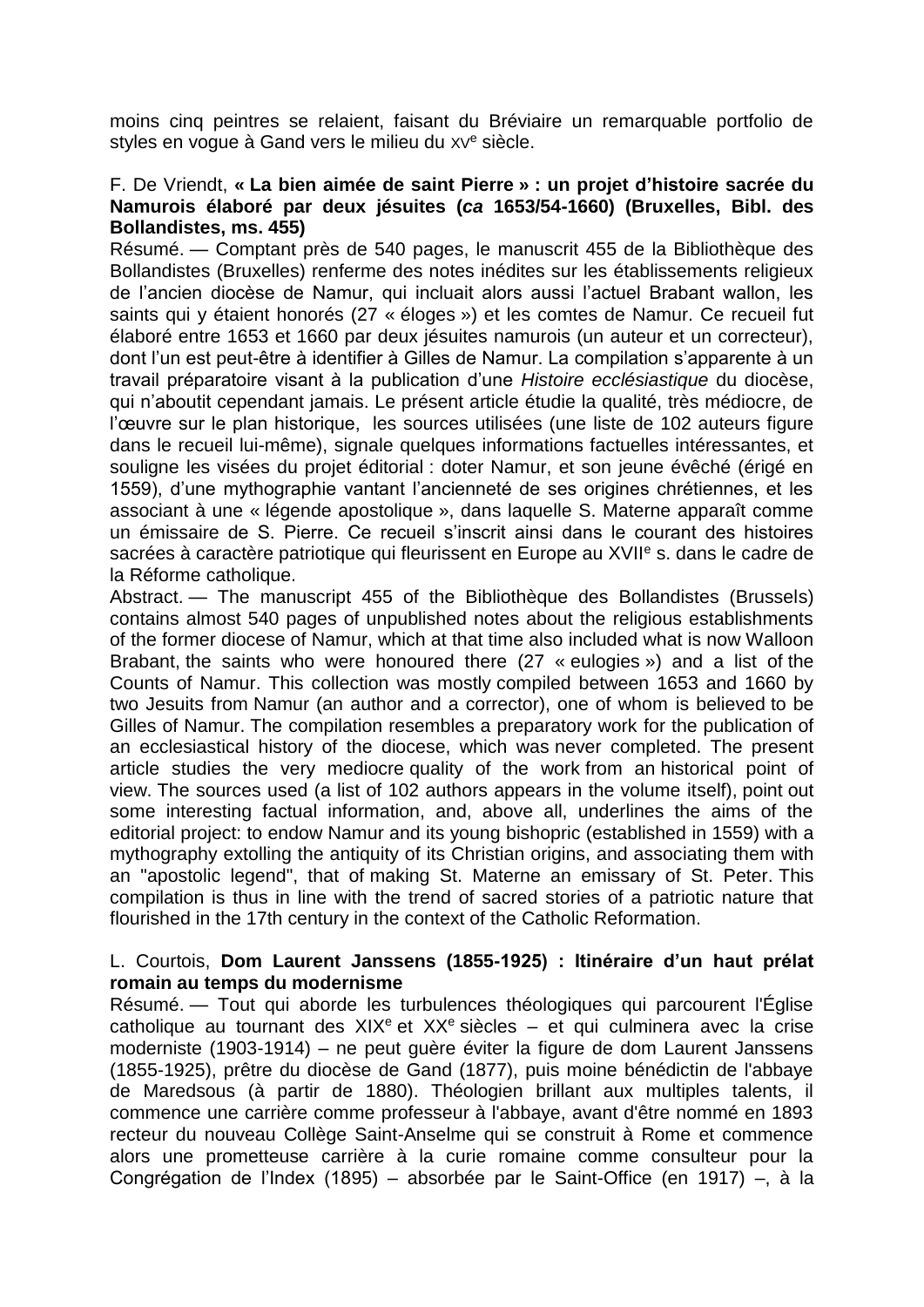moins cinq peintres se relaient, faisant du Bréviaire un remarquable portfolio de styles en vogue à Gand vers le milieu du XV[e] siècle.

F. De Vriendt, **« La bien aimée de saint Pierre » : un projet d'histoire sacrée du Namurois élaboré par deux jésuites (*ca* 1653/54-1660) (Bruxelles, Bibl. des Bollandistes, ms. 455)**

Résumé. — Comptant près de 540 pages, le manuscrit 455 de la Bibliothèque des Bollandistes (Bruxelles) renferme des notes inédites sur les établissements religieux de l'ancien diocèse de Namur, qui incluait alors aussi l'actuel Brabant wallon, les saints qui y étaient honorés (27 « éloges ») et les comtes de Namur. Ce recueil fut élaboré entre 1653 et 1660 par deux jésuites namurois (un auteur et un correcteur), dont l'un est peut-être à identifier à Gilles de Namur. La compilation s'apparente à un travail préparatoire visant à la publication d'une *Histoire ecclésiastique* du diocèse, qui n'aboutit cependant jamais. Le présent article étudie la qualité, très médiocre, de l'œuvre sur le plan historique, les sources utilisées (une liste de 102 auteurs figure dans le recueil lui-même), signale quelques informations factuelles intéressantes, et souligne les visées du projet éditorial : doter Namur, et son jeune évêché (érigé en 1559), d'une mythographie vantant l'ancienneté de ses origines chrétiennes, et les associant à une « légende apostolique », dans laquelle S. Materne apparaît comme un émissaire de S. Pierre. Ce recueil s'inscrit ainsi dans le courant des histoires sacrées à caractère patriotique qui fleurissent en Europe au XVII[e] s. dans le cadre de la Réforme catholique.

Abstract. — The manuscript 455 of the Bibliothèque des Bollandistes (Brussels) contains almost 540 pages of unpublished notes about the religious establishments of the former diocese of Namur, which at that time also included what is now Walloon Brabant, the saints who were honoured there (27 « eulogies ») and a list of the Counts of Namur. This collection was mostly compiled between 1653 and 1660 by two Jesuits from Namur (an author and a corrector), one of whom is believed to be Gilles of Namur. The compilation resembles a preparatory work for the publication of an ecclesiastical history of the diocese, which was never completed. The present article studies the very mediocre quality of the work from an historical point of view. The sources used (a list of 102 authors appears in the volume itself), point out some interesting factual information, and, above all, underlines the aims of the editorial project: to endow Namur and its young bishopric (established in 1559) with a mythography extolling the antiquity of its Christian origins, and associating them with an "apostolic legend", that of making St. Materne an emissary of St. Peter. This compilation is thus in line with the trend of sacred stories of a patriotic nature that flourished in the 17th century in the context of the Catholic Reformation.

L. Courtois, **Dom Laurent Janssens (1855-1925) : Itinéraire d'un haut prélat romain au temps du modernisme**

Résumé. — Tout qui aborde les turbulences théologiques qui parcourent l'Église catholique au tournant des XIX[e] et XX[e] siècles – et qui culminera avec la crise moderniste (1903-1914) – ne peut guère éviter la figure de dom Laurent Janssens (1855-1925), prêtre du diocèse de Gand (1877), puis moine bénédictin de l'abbaye de Maredsous (à partir de 1880). Théologien brillant aux multiples talents, il commence une carrière comme professeur à l'abbaye, avant d'être nommé en 1893 recteur du nouveau Collège Saint-Anselme qui se construit à Rome et commence alors une prometteuse carrière à la curie romaine comme consulteur pour la Congrégation de l'Index (1895) – absorbée par le Saint-Office (en 1917) –, à la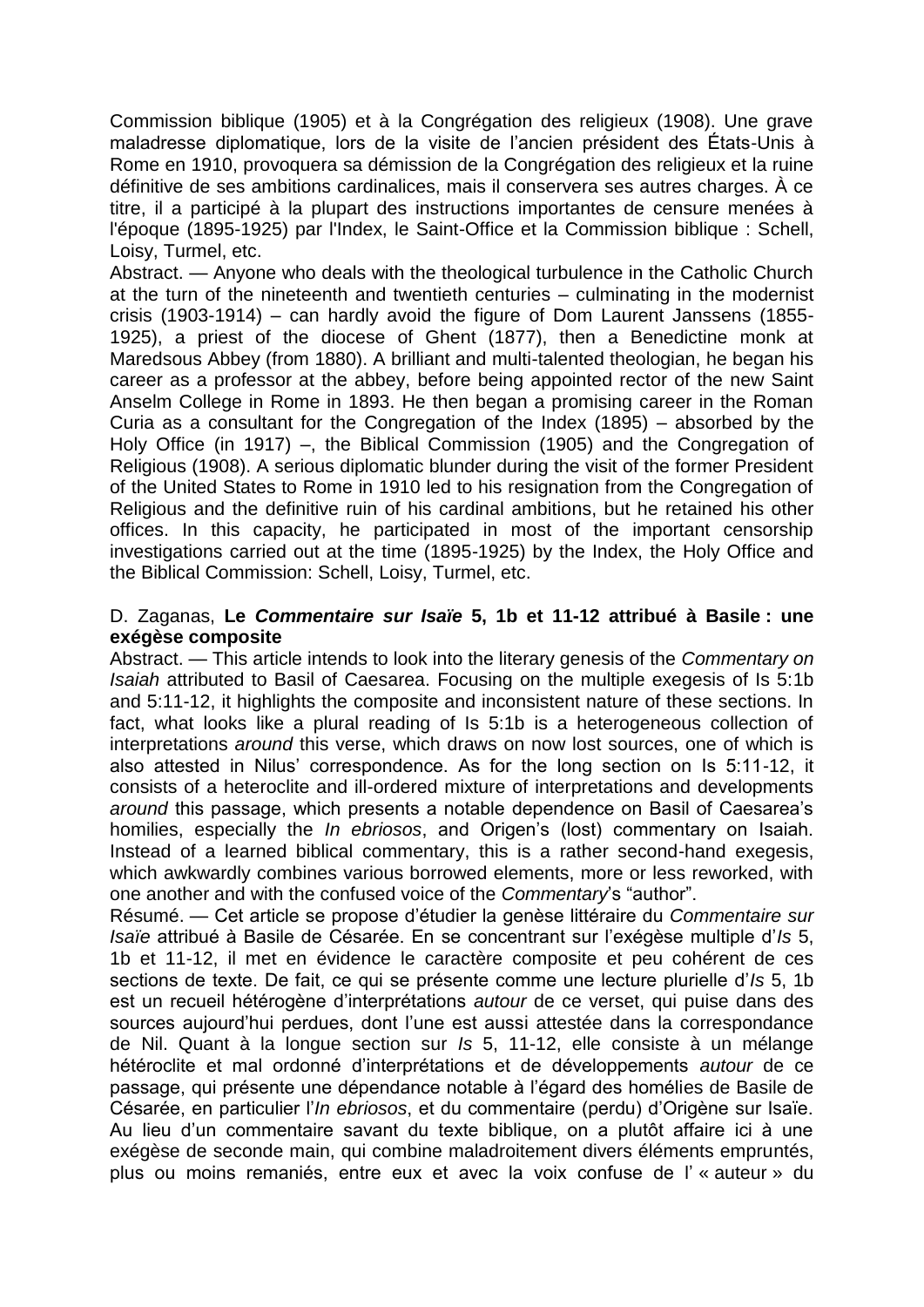Commission biblique (1905) et à la Congrégation des religieux (1908). Une grave maladresse diplomatique, lors de la visite de l'ancien président des États-Unis à Rome en 1910, provoquera sa démission de la Congrégation des religieux et la ruine définitive de ses ambitions cardinalices, mais il conservera ses autres charges. À ce titre, il a participé à la plupart des instructions importantes de censure menées à l'époque (1895-1925) par l'Index, le Saint-Office et la Commission biblique : Schell, Loisy, Turmel, etc.

Abstract. — Anyone who deals with the theological turbulence in the Catholic Church at the turn of the nineteenth and twentieth centuries – culminating in the modernist crisis (1903-1914) – can hardly avoid the figure of Dom Laurent Janssens (1855-1925), a priest of the diocese of Ghent (1877), then a Benedictine monk at Maredsous Abbey (from 1880). A brilliant and multi-talented theologian, he began his career as a professor at the abbey, before being appointed rector of the new Saint Anselm College in Rome in 1893. He then began a promising career in the Roman Curia as a consultant for the Congregation of the Index (1895) – absorbed by the Holy Office (in 1917) –, the Biblical Commission (1905) and the Congregation of Religious (1908). A serious diplomatic blunder during the visit of the former President of the United States to Rome in 1910 led to his resignation from the Congregation of Religious and the definitive ruin of his cardinal ambitions, but he retained his other offices. In this capacity, he participated in most of the important censorship investigations carried out at the time (1895-1925) by the Index, the Holy Office and the Biblical Commission: Schell, Loisy, Turmel, etc.

D. Zaganas, **Le *Commentaire sur Isaïe* 5, 1b et 11-12 attribué à Basile : une exégèse composite**

Abstract. — This article intends to look into the literary genesis of the *Commentary on Isaiah* attributed to Basil of Caesarea. Focusing on the multiple exegesis of Is 5:1b and 5:11-12, it highlights the composite and inconsistent nature of these sections. In fact, what looks like a plural reading of Is 5:1b is a heterogeneous collection of interpretations *around* this verse, which draws on now lost sources, one of which is also attested in Nilus' correspondence. As for the long section on Is 5:11-12, it consists of a heteroclite and ill-ordered mixture of interpretations and developments *around* this passage, which presents a notable dependence on Basil of Caesarea's homilies, especially the *In ebriosos*, and Origen's (lost) commentary on Isaiah. Instead of a learned biblical commentary, this is a rather second-hand exegesis, which awkwardly combines various borrowed elements, more or less reworked, with one another and with the confused voice of the *Commentary*'s "author".

Résumé. — Cet article se propose d'étudier la genèse littéraire du *Commentaire sur Isaïe* attribué à Basile de Césarée. En se concentrant sur l'exégèse multiple d'*Is* 5, 1b et 11-12, il met en évidence le caractère composite et peu cohérent de ces sections de texte. De fait, ce qui se présente comme une lecture plurielle d'*Is* 5, 1b est un recueil hétérogène d'interprétations *autour* de ce verset, qui puise dans des sources aujourd'hui perdues, dont l'une est aussi attestée dans la correspondance de Nil. Quant à la longue section sur *Is* 5, 11-12, elle consiste à un mélange hétéroclite et mal ordonné d'interprétations et de développements *autour* de ce passage, qui présente une dépendance notable à l'égard des homélies de Basile de Césarée, en particulier l'*In ebriosos*, et du commentaire (perdu) d'Origène sur Isaïe. Au lieu d'un commentaire savant du texte biblique, on a plutôt affaire ici à une exégèse de seconde main, qui combine maladroitement divers éléments empruntés, plus ou moins remaniés, entre eux et avec la voix confuse de l' « auteur » du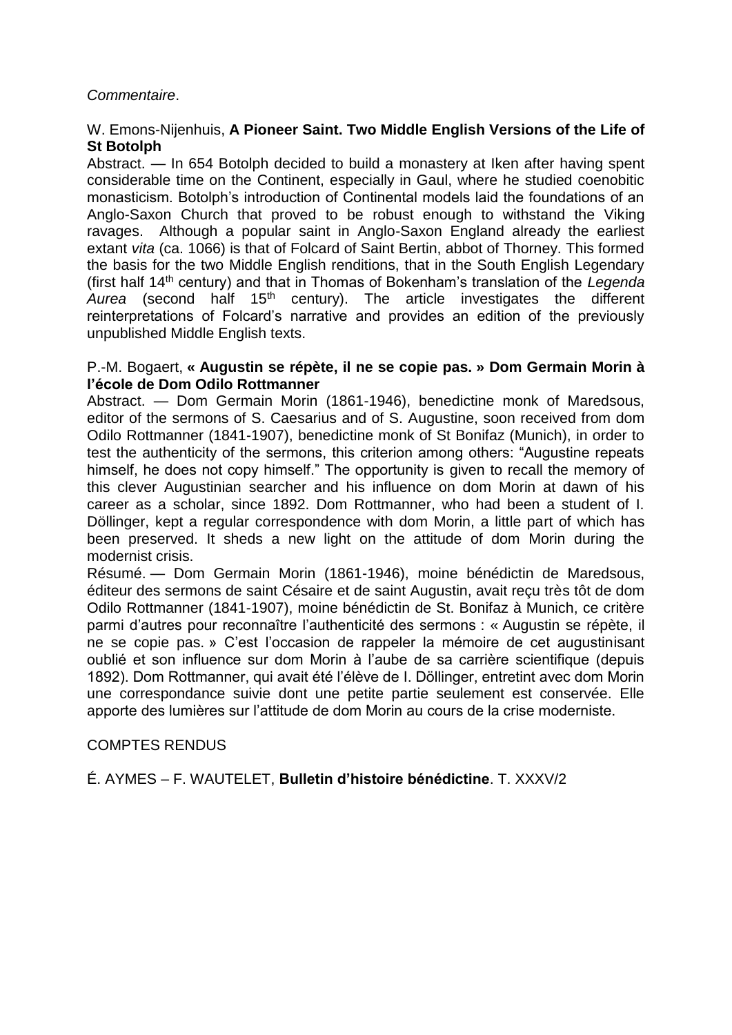*Commentaire*.

W. Emons-Nijenhuis, **A Pioneer Saint. Two Middle English Versions of the Life of St Botolph**

Abstract. — In 654 Botolph decided to build a monastery at Iken after having spent considerable time on the Continent, especially in Gaul, where he studied coenobitic monasticism. Botolph's introduction of Continental models laid the foundations of an Anglo-Saxon Church that proved to be robust enough to withstand the Viking ravages. Although a popular saint in Anglo-Saxon England already the earliest extant *vita* (ca. 1066) is that of Folcard of Saint Bertin, abbot of Thorney. This formed the basis for the two Middle English renditions, that in the South English Legendary (first half 14th century) and that in Thomas of Bokenham's translation of the *Legenda Aurea* (second half 15th century). The article investigates the different reinterpretations of Folcard's narrative and provides an edition of the previously unpublished Middle English texts.

P.-M. Bogaert, **« Augustin se répète, il ne se copie pas. » Dom Germain Morin à l'école de Dom Odilo Rottmanner**

Abstract. — Dom Germain Morin (1861-1946), benedictine monk of Maredsous, editor of the sermons of S. Caesarius and of S. Augustine, soon received from dom Odilo Rottmanner (1841-1907), benedictine monk of St Bonifaz (Munich), in order to test the authenticity of the sermons, this criterion among others: "Augustine repeats himself, he does not copy himself." The opportunity is given to recall the memory of this clever Augustinian searcher and his influence on dom Morin at dawn of his career as a scholar, since 1892. Dom Rottmanner, who had been a student of I. Döllinger, kept a regular correspondence with dom Morin, a little part of which has been preserved. It sheds a new light on the attitude of dom Morin during the modernist crisis.

Résumé. — Dom Germain Morin (1861-1946), moine bénédictin de Maredsous, éditeur des sermons de saint Césaire et de saint Augustin, avait reçu très tôt de dom Odilo Rottmanner (1841-1907), moine bénédictin de St. Bonifaz à Munich, ce critère parmi d'autres pour reconnaître l'authenticité des sermons : « Augustin se répète, il ne se copie pas. » C'est l'occasion de rappeler la mémoire de cet augustinisant oublié et son influence sur dom Morin à l'aube de sa carrière scientifique (depuis 1892). Dom Rottmanner, qui avait été l'élève de I. Döllinger, entretint avec dom Morin une correspondance suivie dont une petite partie seulement est conservée. Elle apporte des lumières sur l'attitude de dom Morin au cours de la crise moderniste.

COMPTES RENDUS

É. AYMES – F. WAUTELET, **Bulletin d'histoire bénédictine**. T. XXXV/2